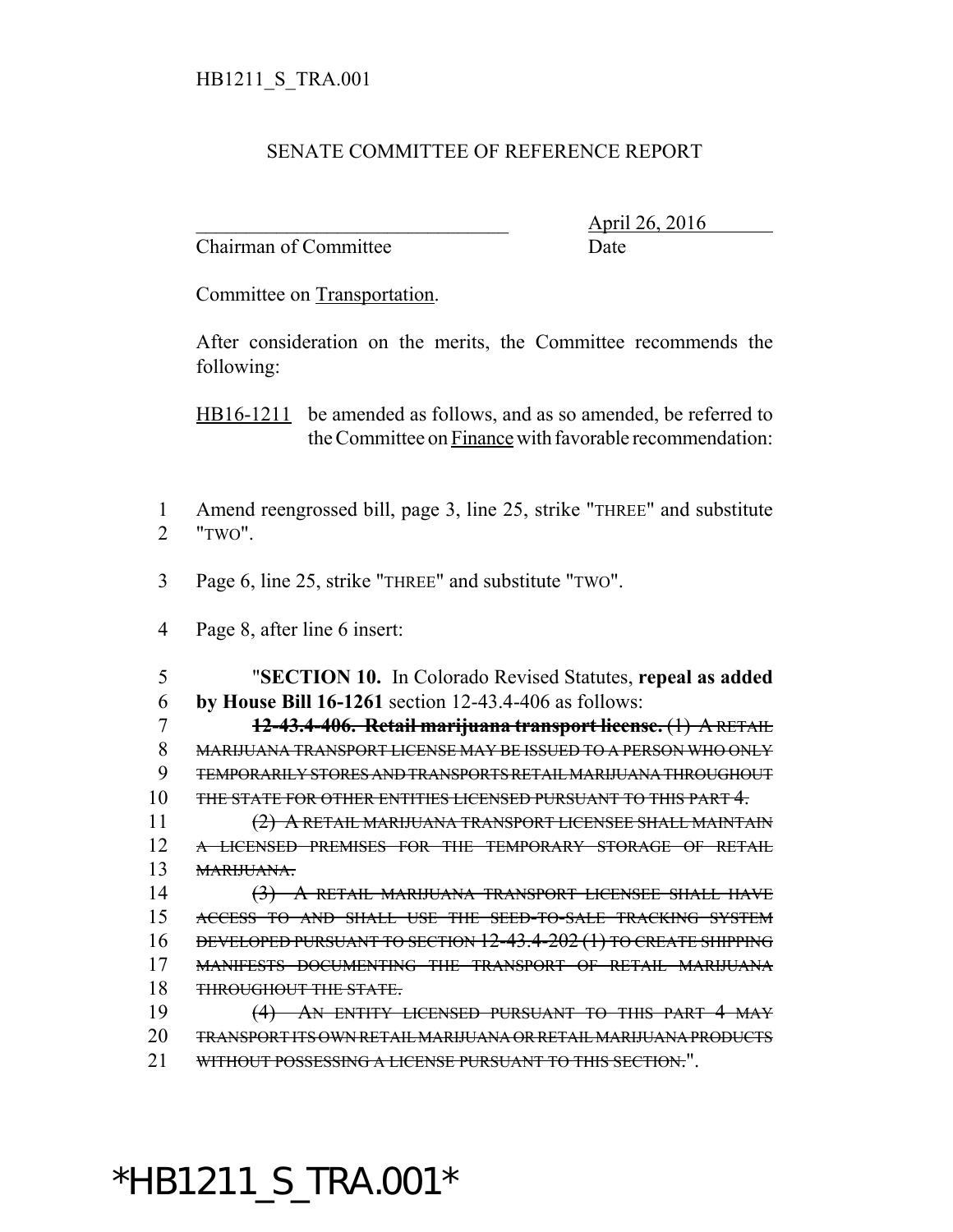HB1211_S_TRA.001

SENATE COMMITTEE OF REFERENCE REPORT

\_\_\_\_\_\_\_\_\_\_\_\_\_\_\_\_\_\_\_\_\_\_\_\_\_\_\_\_\_\_\_\_ April 26, 2016
Chairman of Committee Date

Committee on Transportation.

After consideration on the merits, the Committee recommends the following:

HB16-1211 be amended as follows, and as so amended, be referred to the Committee on Finance with favorable recommendation:

1 Amend reengrossed bill, page 3, line 25, strike "THREE" and substitute
2 "TWO".

3 Page 6, line 25, strike "THREE" and substitute "TWO".

4 Page 8, after line 6 insert:

5 "**SECTION 10.** In Colorado Revised Statutes, **repeal as added**
6 **by House Bill 16-1261** section 12-43.4-406 as follows:
7 ~~**12-43.4-406. Retail marijuana transport license.** (1) A RETAIL~~
8 ~~MARIJUANA TRANSPORT LICENSE MAY BE ISSUED TO A PERSON WHO ONLY~~
9 ~~TEMPORARILY STORES AND TRANSPORTS RETAIL MARIJUANA THROUGHOUT~~
10 ~~THE STATE FOR OTHER ENTITIES LICENSED PURSUANT TO THIS PART 4.~~
11 ~~(2) A RETAIL MARIJUANA TRANSPORT LICENSEE SHALL MAINTAIN~~
12 ~~A LICENSED PREMISES FOR THE TEMPORARY STORAGE OF RETAIL~~
13 ~~MARIJUANA.~~
14 ~~(3) A RETAIL MARIJUANA TRANSPORT LICENSEE SHALL HAVE~~
15 ~~ACCESS TO AND SHALL USE THE SEED-TO-SALE TRACKING SYSTEM~~
16 ~~DEVELOPED PURSUANT TO SECTION 12-43.4-202 (1) TO CREATE SHIPPING~~
17 ~~MANIFESTS DOCUMENTING THE TRANSPORT OF RETAIL MARIJUANA~~
18 ~~THROUGHOUT THE STATE.~~
19 ~~(4) AN ENTITY LICENSED PURSUANT TO THIS PART 4 MAY~~
20 ~~TRANSPORT ITS OWN RETAIL MARIJUANA OR RETAIL MARIJUANA PRODUCTS~~
21 ~~WITHOUT POSSESSING A LICENSE PURSUANT TO THIS SECTION.~~".

*HB1211_S_TRA.001*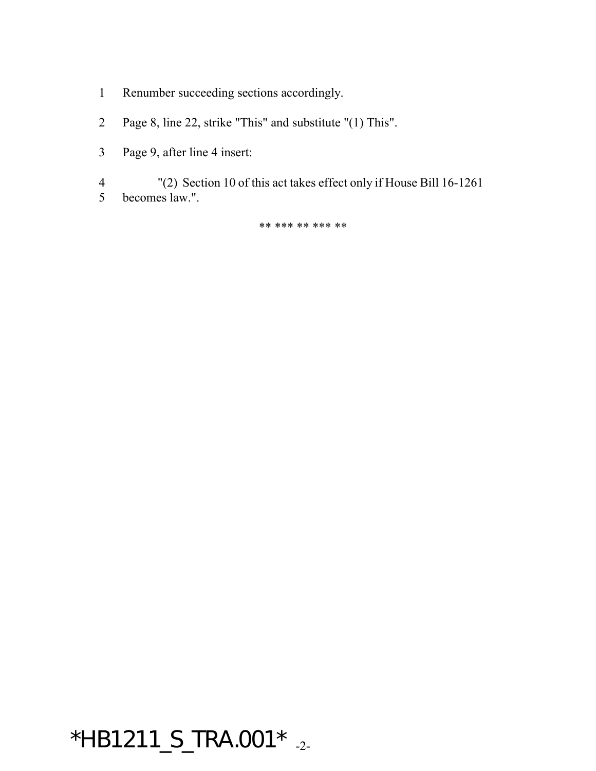1 Renumber succeeding sections accordingly.

2 Page 8, line 22, strike "This" and substitute "(1) This".

3 Page 9, after line 4 insert:

4 "(2) Section 10 of this act takes effect only if House Bill 16-1261
5 becomes law.".

** *** ** *** **

*HB1211_S_TRA.001*